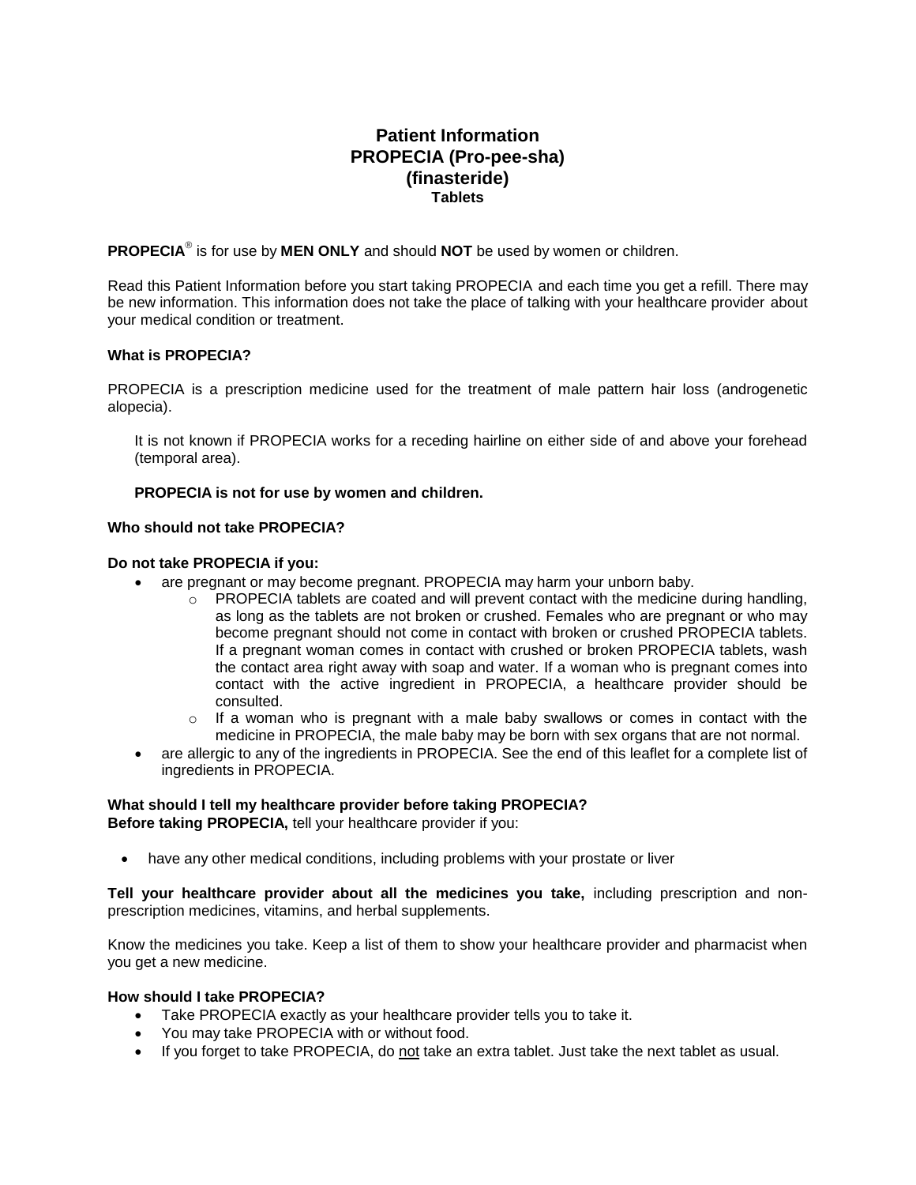# Patient Information
# PROPECIA (Pro-pee-sha)
# (finasteride)
### Tablets

**PROPECIA**® is for use by **MEN ONLY** and should **NOT** be used by women or children.

Read this Patient Information before you start taking PROPECIA and each time you get a refill. There may be new information. This information does not take the place of talking with your healthcare provider about your medical condition or treatment.

**What is PROPECIA?**

PROPECIA is a prescription medicine used for the treatment of male pattern hair loss (androgenetic alopecia).

It is not known if PROPECIA works for a receding hairline on either side of and above your forehead (temporal area).

**PROPECIA is not for use by women and children.**

**Who should not take PROPECIA?**

**Do not take PROPECIA if you:**

- are pregnant or may become pregnant. PROPECIA may harm your unborn baby.
  - PROPECIA tablets are coated and will prevent contact with the medicine during handling, as long as the tablets are not broken or crushed. Females who are pregnant or who may become pregnant should not come in contact with broken or crushed PROPECIA tablets. If a pregnant woman comes in contact with crushed or broken PROPECIA tablets, wash the contact area right away with soap and water. If a woman who is pregnant comes into contact with the active ingredient in PROPECIA, a healthcare provider should be consulted.
  - If a woman who is pregnant with a male baby swallows or comes in contact with the medicine in PROPECIA, the male baby may be born with sex organs that are not normal.
- are allergic to any of the ingredients in PROPECIA. See the end of this leaflet for a complete list of ingredients in PROPECIA.

**What should I tell my healthcare provider before taking PROPECIA?**
**Before taking PROPECIA,** tell your healthcare provider if you:

- have any other medical conditions, including problems with your prostate or liver

**Tell your healthcare provider about all the medicines you take,** including prescription and non-prescription medicines, vitamins, and herbal supplements.

Know the medicines you take. Keep a list of them to show your healthcare provider and pharmacist when you get a new medicine.

**How should I take PROPECIA?**

- Take PROPECIA exactly as your healthcare provider tells you to take it.
- You may take PROPECIA with or without food.
- If you forget to take PROPECIA, do not take an extra tablet. Just take the next tablet as usual.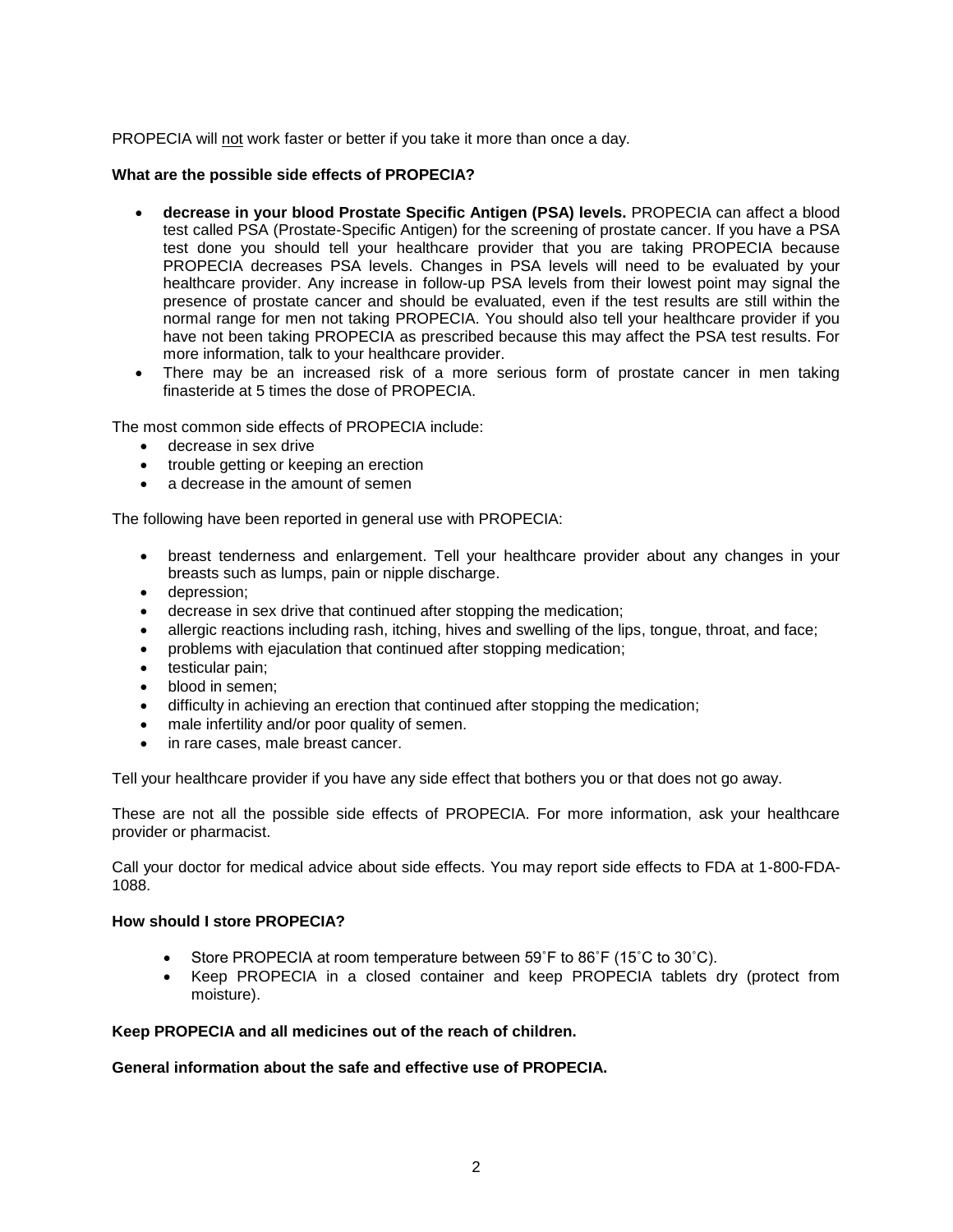PROPECIA will <u>not</u> work faster or better if you take it more than once a day.

**What are the possible side effects of PROPECIA?**

- **decrease in your blood Prostate Specific Antigen (PSA) levels.** PROPECIA can affect a blood test called PSA (Prostate-Specific Antigen) for the screening of prostate cancer. If you have a PSA test done you should tell your healthcare provider that you are taking PROPECIA because PROPECIA decreases PSA levels. Changes in PSA levels will need to be evaluated by your healthcare provider. Any increase in follow-up PSA levels from their lowest point may signal the presence of prostate cancer and should be evaluated, even if the test results are still within the normal range for men not taking PROPECIA. You should also tell your healthcare provider if you have not been taking PROPECIA as prescribed because this may affect the PSA test results. For more information, talk to your healthcare provider.
- There may be an increased risk of a more serious form of prostate cancer in men taking finasteride at 5 times the dose of PROPECIA.

The most common side effects of PROPECIA include:

- decrease in sex drive
- trouble getting or keeping an erection
- a decrease in the amount of semen

The following have been reported in general use with PROPECIA:

- breast tenderness and enlargement. Tell your healthcare provider about any changes in your breasts such as lumps, pain or nipple discharge.
- depression;
- decrease in sex drive that continued after stopping the medication;
- allergic reactions including rash, itching, hives and swelling of the lips, tongue, throat, and face;
- problems with ejaculation that continued after stopping medication;
- testicular pain;
- blood in semen;
- difficulty in achieving an erection that continued after stopping the medication;
- male infertility and/or poor quality of semen.
- in rare cases, male breast cancer.

Tell your healthcare provider if you have any side effect that bothers you or that does not go away.

These are not all the possible side effects of PROPECIA. For more information, ask your healthcare provider or pharmacist.

Call your doctor for medical advice about side effects. You may report side effects to FDA at 1-800-FDA-1088.

**How should I store PROPECIA?**

- Store PROPECIA at room temperature between 59˚F to 86˚F (15˚C to 30˚C).
- Keep PROPECIA in a closed container and keep PROPECIA tablets dry (protect from moisture).

**Keep PROPECIA and all medicines out of the reach of children.**

**General information about the safe and effective use of PROPECIA.**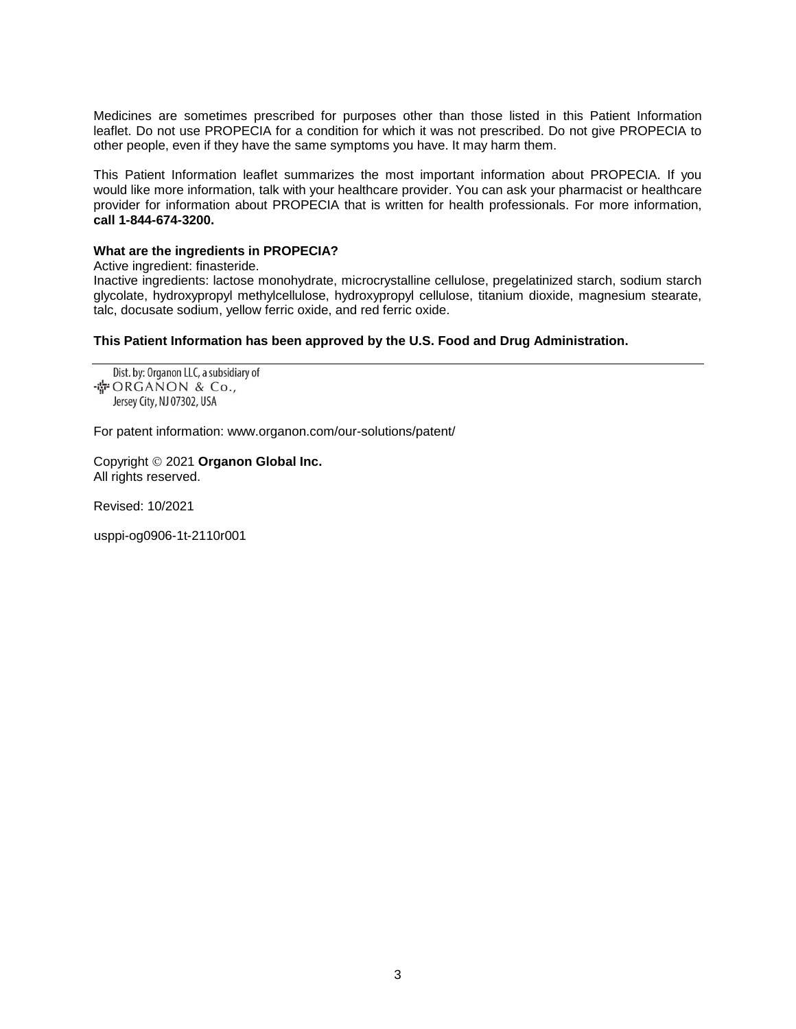Medicines are sometimes prescribed for purposes other than those listed in this Patient Information leaflet. Do not use PROPECIA for a condition for which it was not prescribed. Do not give PROPECIA to other people, even if they have the same symptoms you have. It may harm them.

This Patient Information leaflet summarizes the most important information about PROPECIA. If you would like more information, talk with your healthcare provider. You can ask your pharmacist or healthcare provider for information about PROPECIA that is written for health professionals. For more information, **call 1-844-674-3200.**

**What are the ingredients in PROPECIA?**

Active ingredient: finasteride.

Inactive ingredients: lactose monohydrate, microcrystalline cellulose, pregelatinized starch, sodium starch glycolate, hydroxypropyl methylcellulose, hydroxypropyl cellulose, titanium dioxide, magnesium stearate, talc, docusate sodium, yellow ferric oxide, and red ferric oxide.

**This Patient Information has been approved by the U.S. Food and Drug Administration.**

---

Dist. by: Organon LLC, a subsidiary of
ORGANON & Co.,
Jersey City, NJ 07302, USA

For patent information: www.organon.com/our-solutions/patent/

Copyright © 2021 **Organon Global Inc.**
All rights reserved.

Revised: 10/2021

usppi-og0906-1t-2110r001